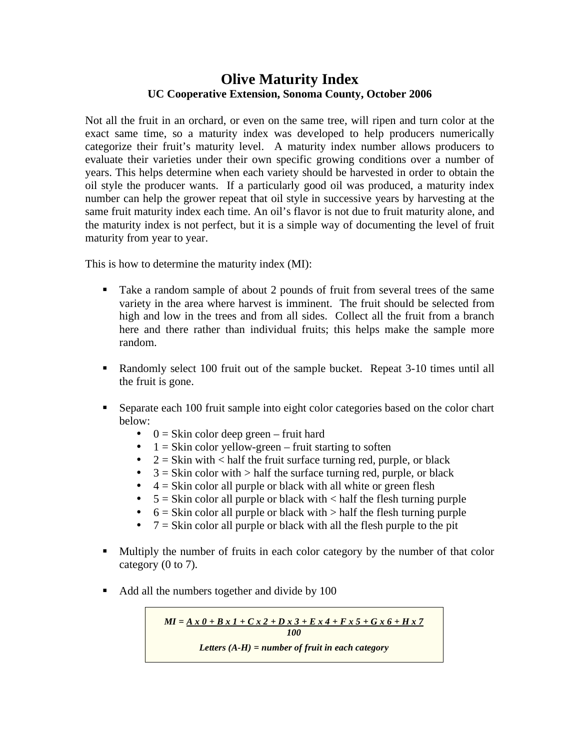# Olive Maturity Index

**UC Cooperative Extension, Sonoma County, October 2006**

Not all the fruit in an orchard, or even on the same tree, will ripen and turn color at the exact same time, so a maturity index was developed to help producers numerically categorize their fruit's maturity level. A maturity index number allows producers to evaluate their varieties under their own specific growing conditions over a number of years. This helps determine when each variety should be harvested in order to obtain the oil style the producer wants. If a particularly good oil was produced, a maturity index number can help the grower repeat that oil style in successive years by harvesting at the same fruit maturity index each time. An oil's flavor is not due to fruit maturity alone, and the maturity index is not perfect, but it is a simple way of documenting the level of fruit maturity from year to year.

This is how to determine the maturity index (MI):

- Take a random sample of about 2 pounds of fruit from several trees of the same variety in the area where harvest is imminent. The fruit should be selected from high and low in the trees and from all sides. Collect all the fruit from a branch here and there rather than individual fruits; this helps make the sample more random.

- Randomly select 100 fruit out of the sample bucket. Repeat 3-10 times until all the fruit is gone.

- Separate each 100 fruit sample into eight color categories based on the color chart below:
  - 0 = Skin color deep green – fruit hard
  - 1 = Skin color yellow-green – fruit starting to soften
  - 2 = Skin with < half the fruit surface turning red, purple, or black
  - 3 = Skin color with > half the surface turning red, purple, or black
  - 4 = Skin color all purple or black with all white or green flesh
  - 5 = Skin color all purple or black with < half the flesh turning purple
  - 6 = Skin color all purple or black with > half the flesh turning purple
  - 7 = Skin color all purple or black with all the flesh purple to the pit

- Multiply the number of fruits in each color category by the number of that color category (0 to 7).

- Add all the numbers together and divide by 100

$$MI = \frac{A \times 0 + B \times 1 + C \times 2 + D \times 3 + E \times 4 + F \times 5 + G \times 6 + H \times 7}{100}$$

***Letters (A-H) = number of fruit in each category***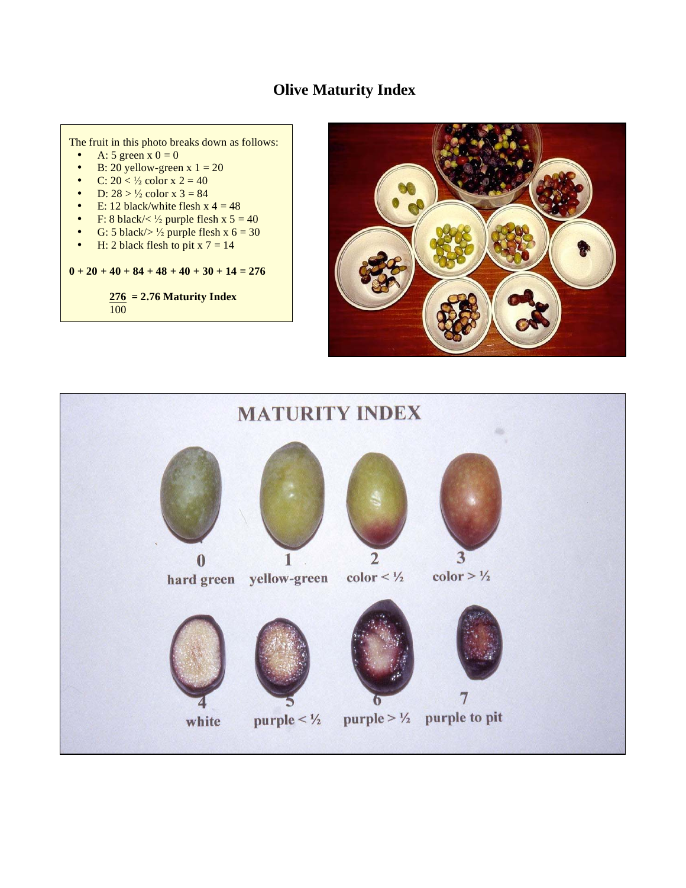# Olive Maturity Index

The fruit in this photo breaks down as follows:

- A: 5 green x 0 = 0
- B: 20 yellow-green x 1 = 20
- C: 20 < ½ color x 2 = 40
- D: 28 > ½ color x 3 = 84
- E: 12 black/white flesh x 4 = 48
- F: 8 black/< ½ purple flesh x 5 = 40
- G: 5 black/> ½ purple flesh x 6 = 30
- H: 2 black flesh to pit x 7 = 14

**0 + 20 + 40 + 84 + 48 + 40 + 30 + 14 = 276**

$$\frac{276}{100} = \textbf{2.76 Maturity Index}$$

MATURITY INDEX

0 hard green

1 yellow-green

2 color < ½

3 color > ½

4 white

5 purple < ½

6 purple > ½

7 purple to pit